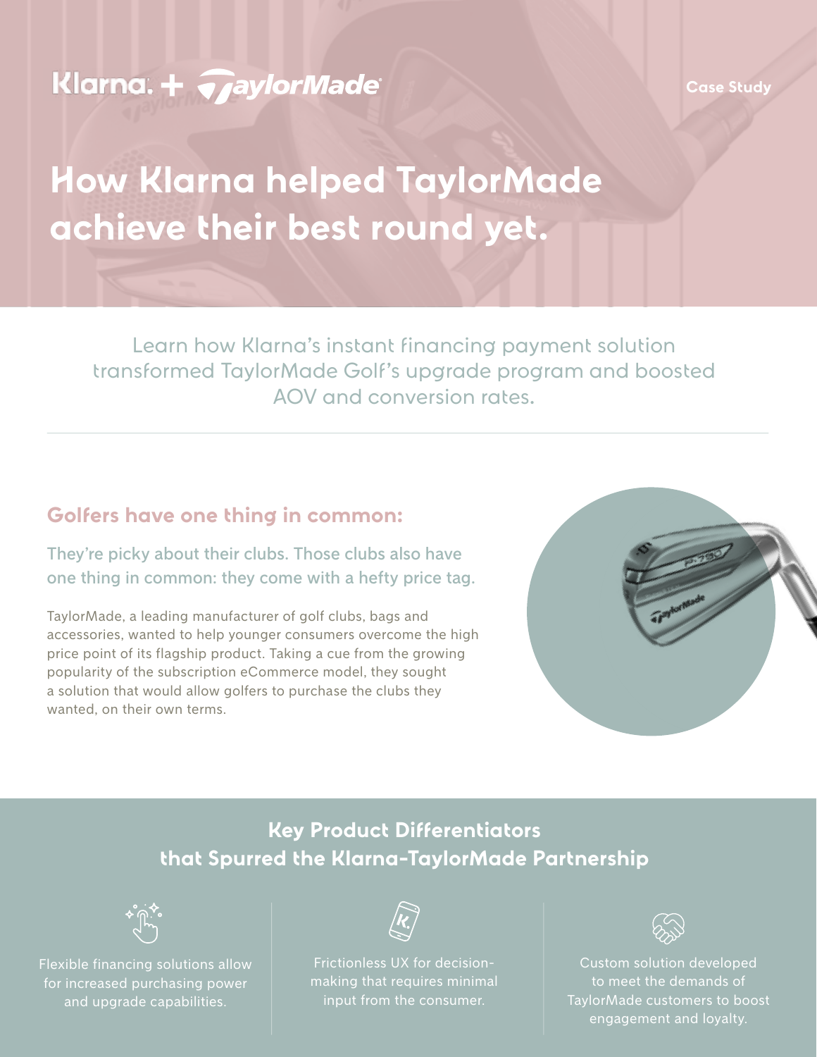Klarna. + TaylorMade

Case Study

# How Klarna helped TaylorMade achieve their best round yet.

Learn how Klarna's instant financing payment solution transformed TaylorMade Golf's upgrade program and boosted AOV and conversion rates.

---

## Golfers have one thing in common:

### They're picky about their clubs. Those clubs also have one thing in common: they come with a hefty price tag.

TaylorMade, a leading manufacturer of golf clubs, bags and accessories, wanted to help younger consumers overcome the high price point of its flagship product. Taking a cue from the growing popularity of the subscription eCommerce model, they sought a solution that would allow golfers to purchase the clubs they wanted, on their own terms.

## Key Product Differentiators that Spurred the Klarna-TaylorMade Partnership

- Flexible financing solutions allow for increased purchasing power and upgrade capabilities.
- Frictionless UX for decision-making that requires minimal input from the consumer.
- Custom solution developed to meet the demands of TaylorMade customers to boost engagement and loyalty.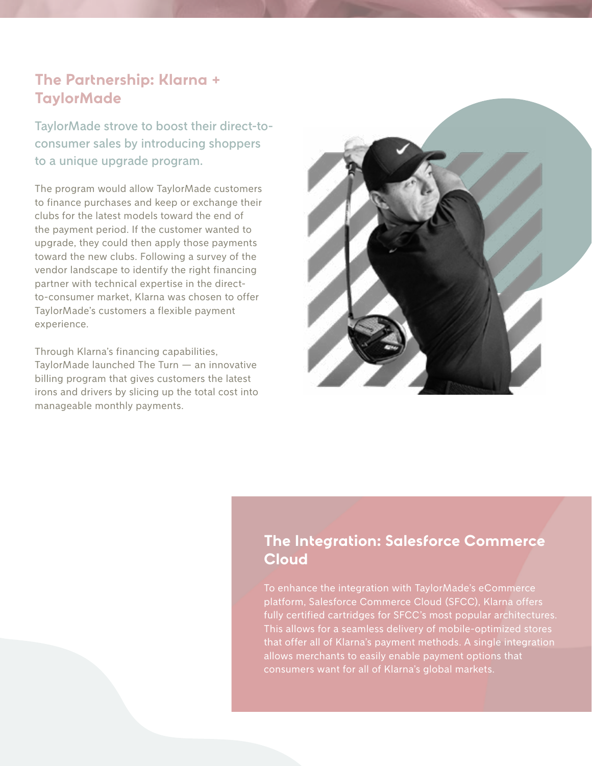## The Partnership: Klarna + TaylorMade

TaylorMade strove to boost their direct-to-consumer sales by introducing shoppers to a unique upgrade program.

The program would allow TaylorMade customers to finance purchases and keep or exchange their clubs for the latest models toward the end of the payment period. If the customer wanted to upgrade, they could then apply those payments toward the new clubs. Following a survey of the vendor landscape to identify the right financing partner with technical expertise in the direct-to-consumer market, Klarna was chosen to offer TaylorMade's customers a flexible payment experience.

Through Klarna's financing capabilities, TaylorMade launched The Turn — an innovative billing program that gives customers the latest irons and drivers by slicing up the total cost into manageable monthly payments.

## The Integration: Salesforce Commerce Cloud

To enhance the integration with TaylorMade's eCommerce platform, Salesforce Commerce Cloud (SFCC), Klarna offers fully certified cartridges for SFCC's most popular architectures. This allows for a seamless delivery of mobile-optimized stores that offer all of Klarna's payment methods. A single integration allows merchants to easily enable payment options that consumers want for all of Klarna's global markets.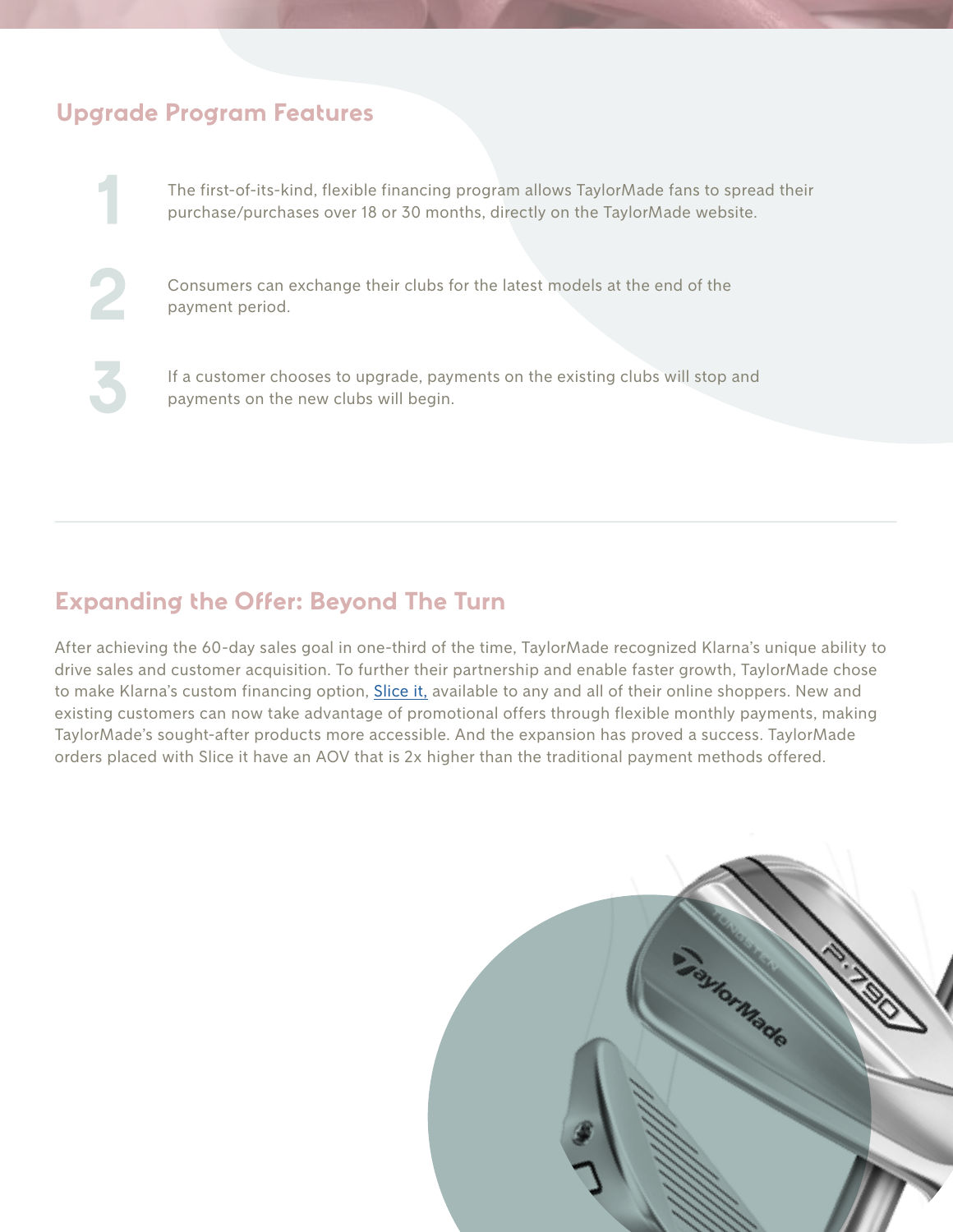## Upgrade Program Features

1. The first-of-its-kind, flexible financing program allows TaylorMade fans to spread their purchase/purchases over 18 or 30 months, directly on the TaylorMade website.

2. Consumers can exchange their clubs for the latest models at the end of the payment period.

3. If a customer chooses to upgrade, payments on the existing clubs will stop and payments on the new clubs will begin.

---

## Expanding the Offer: Beyond The Turn

After achieving the 60-day sales goal in one-third of the time, TaylorMade recognized Klarna's unique ability to drive sales and customer acquisition. To further their partnership and enable faster growth, TaylorMade chose to make Klarna's custom financing option, Slice it, available to any and all of their online shoppers. New and existing customers can now take advantage of promotional offers through flexible monthly payments, making TaylorMade's sought-after products more accessible. And the expansion has proved a success. TaylorMade orders placed with Slice it have an AOV that is 2x higher than the traditional payment methods offered.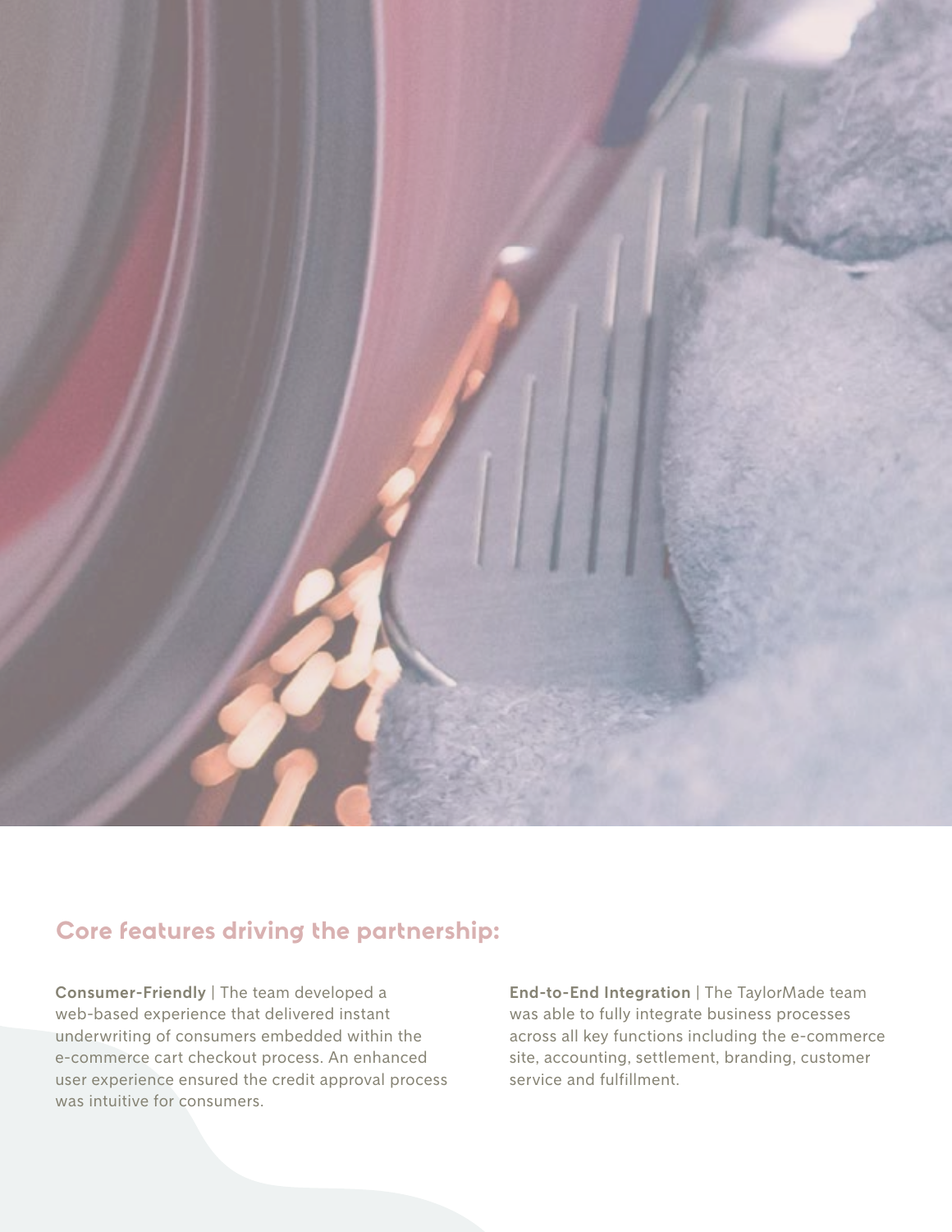## Core features driving the partnership:

**Consumer-Friendly** | The team developed a web-based experience that delivered instant underwriting of consumers embedded within the e-commerce cart checkout process. An enhanced user experience ensured the credit approval process was intuitive for consumers.

**End-to-End Integration** | The TaylorMade team was able to fully integrate business processes across all key functions including the e-commerce site, accounting, settlement, branding, customer service and fulfillment.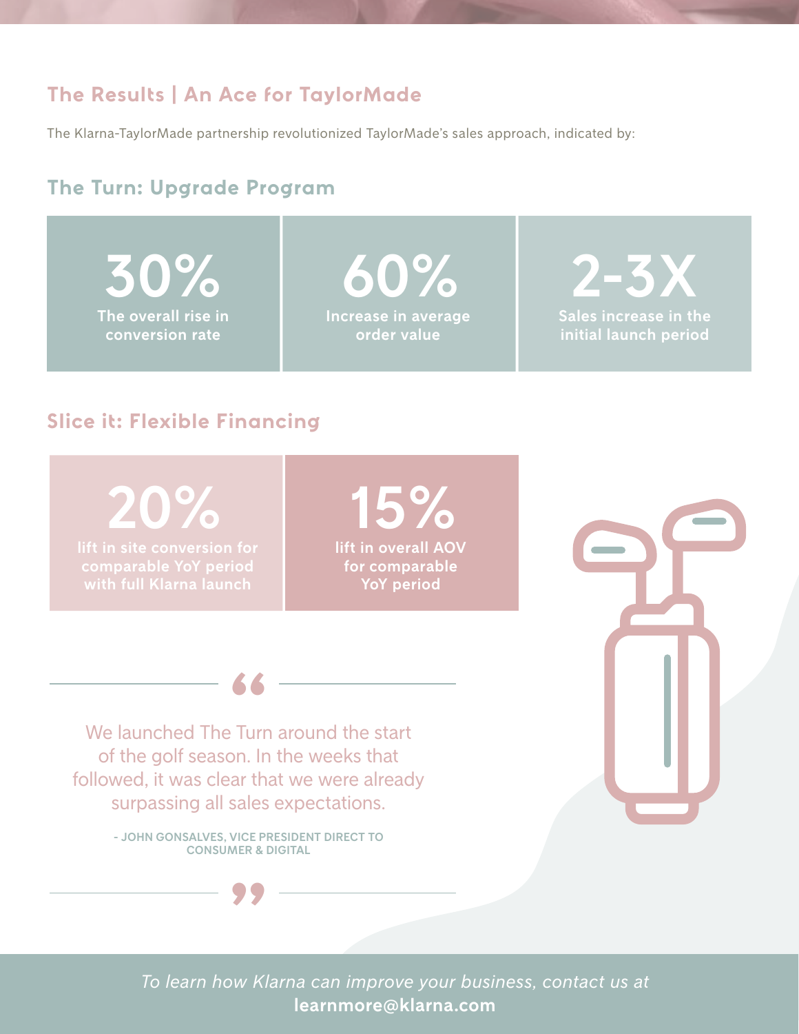## The Results | An Ace for TaylorMade

The Klarna-TaylorMade partnership revolutionized TaylorMade's sales approach, indicated by:

### The Turn: Upgrade Program

**30%**
The overall rise in conversion rate

**60%**
Increase in average order value

**2-3X**
Sales increase in the initial launch period

### Slice it: Flexible Financing

**20%**
lift in site conversion for comparable YoY period with full Klarna launch

**15%**
lift in overall AOV for comparable YoY period

> We launched The Turn around the start of the golf season. In the weeks that followed, it was clear that we were already surpassing all sales expectations.
>
> \- JOHN GONSALVES, VICE PRESIDENT DIRECT TO CONSUMER & DIGITAL

*To learn how Klarna can improve your business, contact us at* **learnmore@klarna.com**